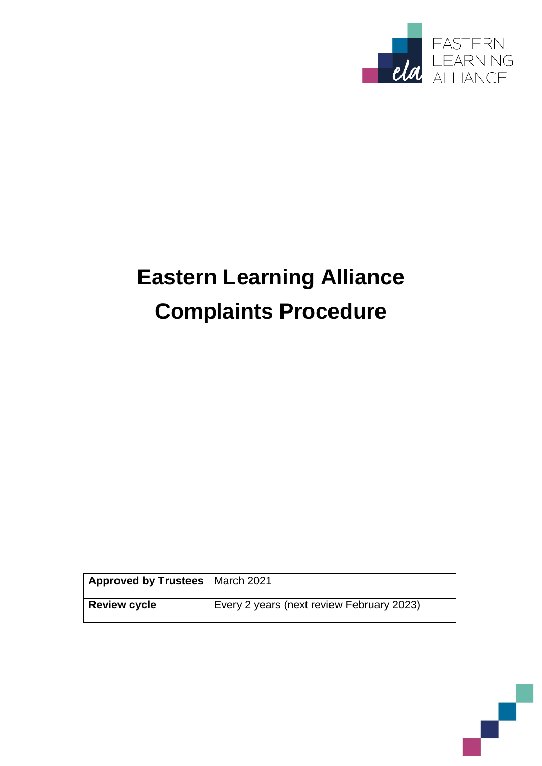# Eastern Learning Alliance

# Complaints Procedure

| Approved by Trustees | March 2021 |
| --- | --- |
| Review cycle | Every 2 years (next review February 2023) |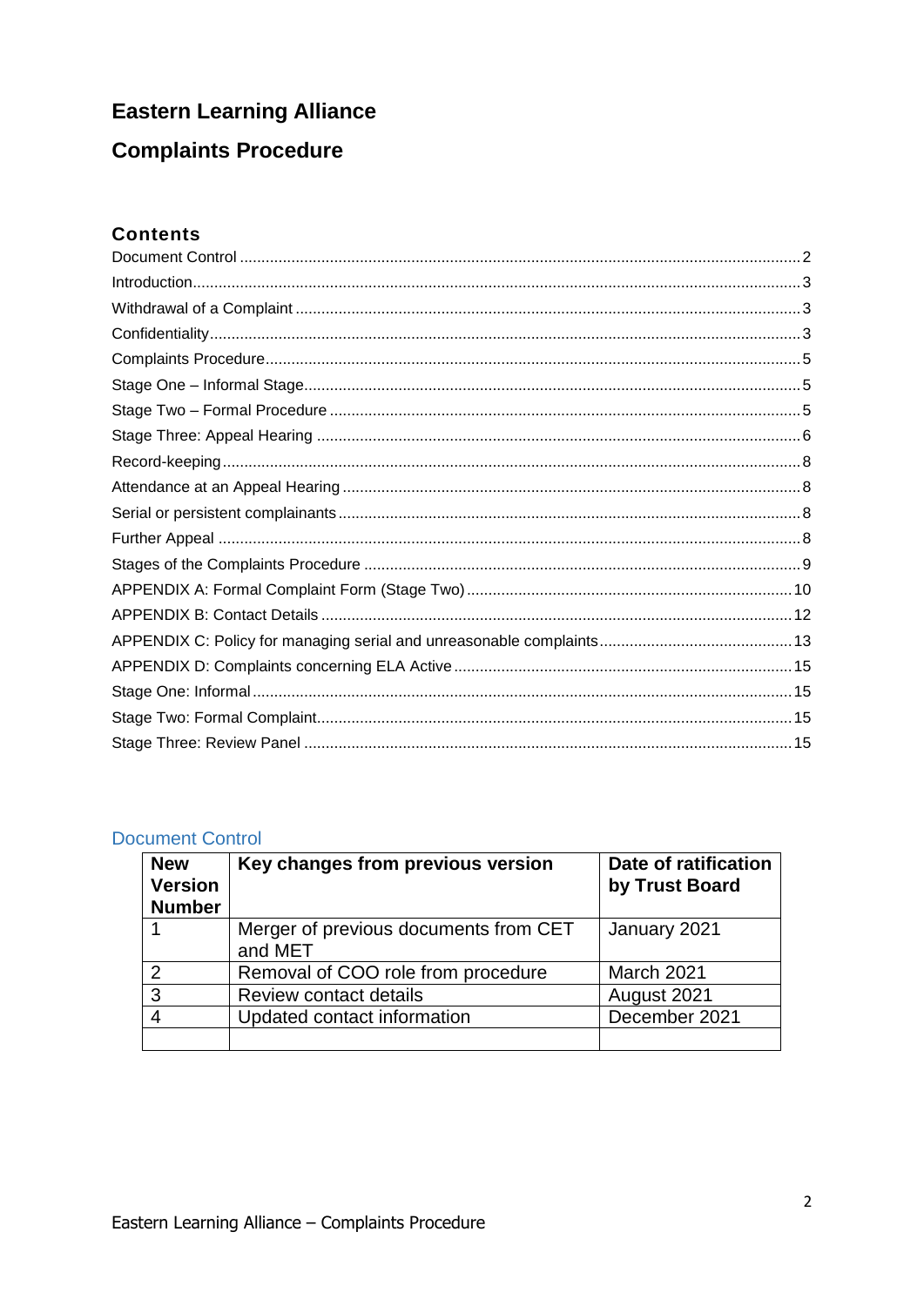# Eastern Learning Alliance

# Complaints Procedure

## Contents

- Document Control ........ 2
- Introduction ........ 3
- Withdrawal of a Complaint ........ 3
- Confidentiality ........ 3
- Complaints Procedure ........ 5
- Stage One – Informal Stage ........ 5
- Stage Two – Formal Procedure ........ 5
- Stage Three: Appeal Hearing ........ 6
- Record-keeping ........ 8
- Attendance at an Appeal Hearing ........ 8
- Serial or persistent complainants ........ 8
- Further Appeal ........ 8
- Stages of the Complaints Procedure ........ 9
- APPENDIX A: Formal Complaint Form (Stage Two) ........ 10
- APPENDIX B: Contact Details ........ 12
- APPENDIX C: Policy for managing serial and unreasonable complaints ........ 13
- APPENDIX D: Complaints concerning ELA Active ........ 15
- Stage One: Informal ........ 15
- Stage Two: Formal Complaint ........ 15
- Stage Three: Review Panel ........ 15

## Document Control

| New Version Number | Key changes from previous version | Date of ratification by Trust Board |
|---|---|---|
| 1 | Merger of previous documents from CET and MET | January 2021 |
| 2 | Removal of COO role from procedure | March 2021 |
| 3 | Review contact details | August 2021 |
| 4 | Updated contact information | December 2021 |
| | | |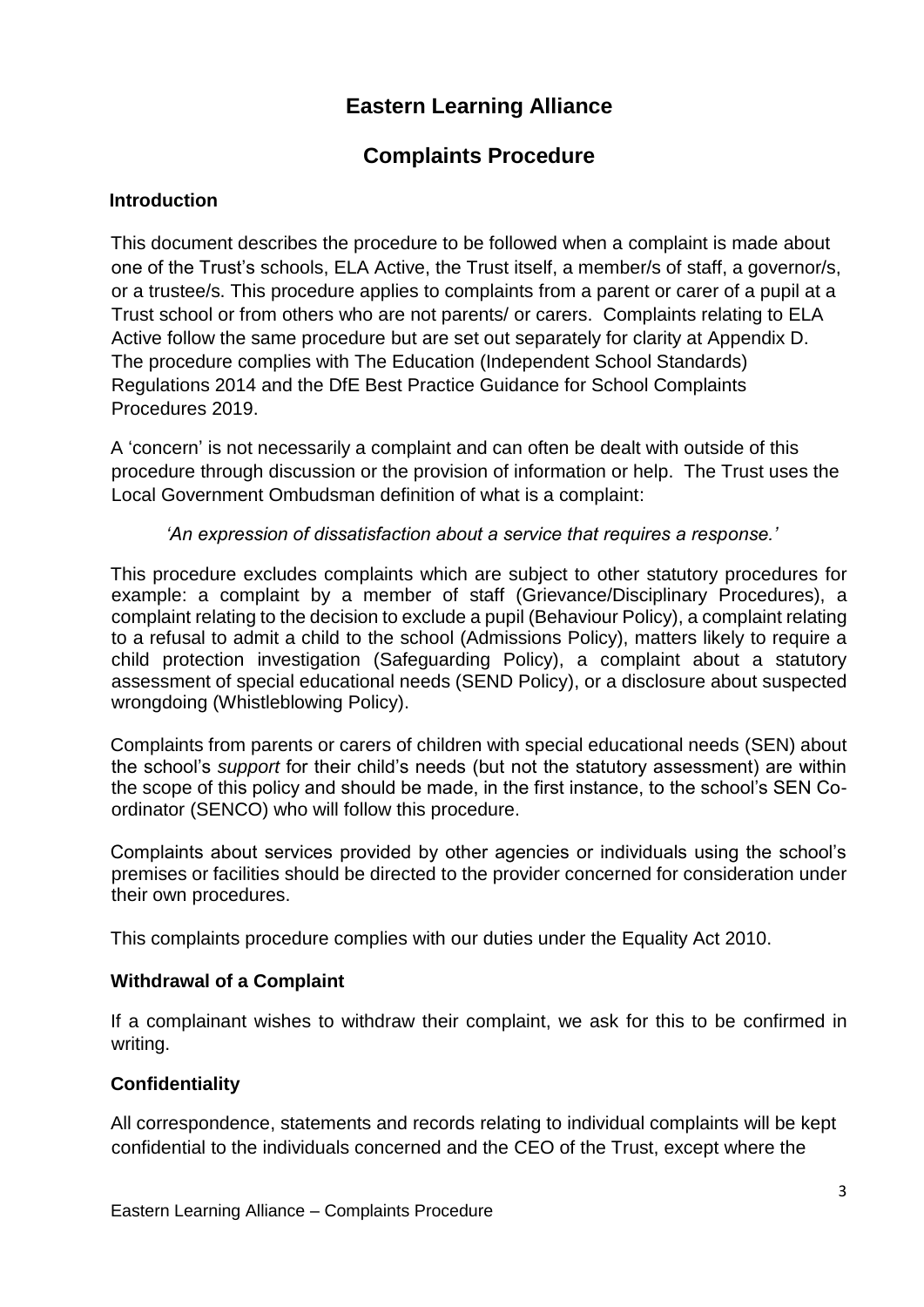# Eastern Learning Alliance

## Complaints Procedure

### Introduction

This document describes the procedure to be followed when a complaint is made about one of the Trust's schools, ELA Active, the Trust itself, a member/s of staff, a governor/s, or a trustee/s. This procedure applies to complaints from a parent or carer of a pupil at a Trust school or from others who are not parents/ or carers. Complaints relating to ELA Active follow the same procedure but are set out separately for clarity at Appendix D. The procedure complies with The Education (Independent School Standards) Regulations 2014 and the DfE Best Practice Guidance for School Complaints Procedures 2019.

A 'concern' is not necessarily a complaint and can often be dealt with outside of this procedure through discussion or the provision of information or help. The Trust uses the Local Government Ombudsman definition of what is a complaint:

*'An expression of dissatisfaction about a service that requires a response.'*

This procedure excludes complaints which are subject to other statutory procedures for example: a complaint by a member of staff (Grievance/Disciplinary Procedures), a complaint relating to the decision to exclude a pupil (Behaviour Policy), a complaint relating to a refusal to admit a child to the school (Admissions Policy), matters likely to require a child protection investigation (Safeguarding Policy), a complaint about a statutory assessment of special educational needs (SEND Policy), or a disclosure about suspected wrongdoing (Whistleblowing Policy).

Complaints from parents or carers of children with special educational needs (SEN) about the school's *support* for their child's needs (but not the statutory assessment) are within the scope of this policy and should be made, in the first instance, to the school's SEN Co-ordinator (SENCO) who will follow this procedure.

Complaints about services provided by other agencies or individuals using the school's premises or facilities should be directed to the provider concerned for consideration under their own procedures.

This complaints procedure complies with our duties under the Equality Act 2010.

### Withdrawal of a Complaint

If a complainant wishes to withdraw their complaint, we ask for this to be confirmed in writing.

### Confidentiality

All correspondence, statements and records relating to individual complaints will be kept confidential to the individuals concerned and the CEO of the Trust, except where the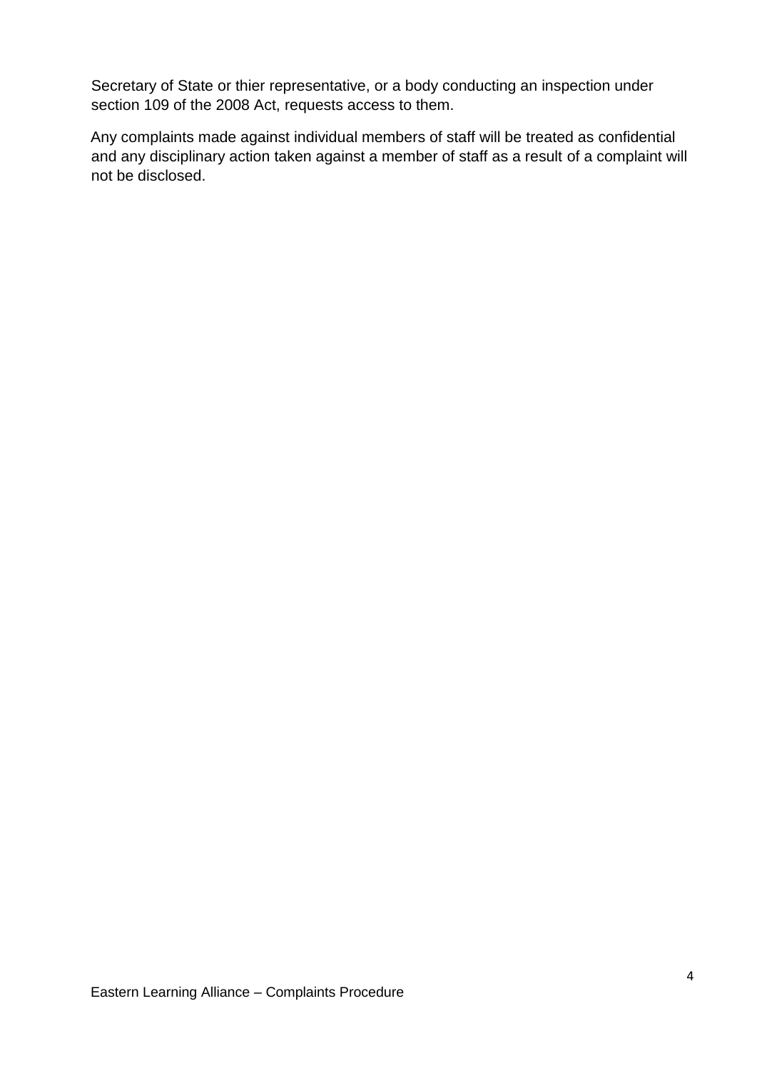Secretary of State or thier representative, or a body conducting an inspection under section 109 of the 2008 Act, requests access to them.

Any complaints made against individual members of staff will be treated as confidential and any disciplinary action taken against a member of staff as a result of a complaint will not be disclosed.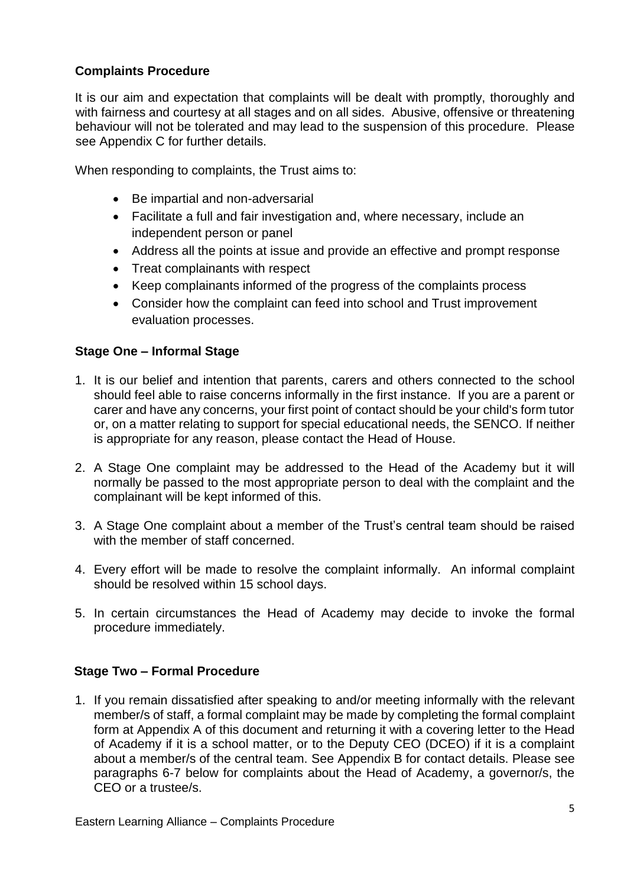## Complaints Procedure

It is our aim and expectation that complaints will be dealt with promptly, thoroughly and with fairness and courtesy at all stages and on all sides. Abusive, offensive or threatening behaviour will not be tolerated and may lead to the suspension of this procedure. Please see Appendix C for further details.

When responding to complaints, the Trust aims to:

- Be impartial and non-adversarial
- Facilitate a full and fair investigation and, where necessary, include an independent person or panel
- Address all the points at issue and provide an effective and prompt response
- Treat complainants with respect
- Keep complainants informed of the progress of the complaints process
- Consider how the complaint can feed into school and Trust improvement evaluation processes.

### Stage One – Informal Stage

1. It is our belief and intention that parents, carers and others connected to the school should feel able to raise concerns informally in the first instance. If you are a parent or carer and have any concerns, your first point of contact should be your child's form tutor or, on a matter relating to support for special educational needs, the SENCO. If neither is appropriate for any reason, please contact the Head of House.
2. A Stage One complaint may be addressed to the Head of the Academy but it will normally be passed to the most appropriate person to deal with the complaint and the complainant will be kept informed of this.
3. A Stage One complaint about a member of the Trust's central team should be raised with the member of staff concerned.
4. Every effort will be made to resolve the complaint informally. An informal complaint should be resolved within 15 school days.
5. In certain circumstances the Head of Academy may decide to invoke the formal procedure immediately.

### Stage Two – Formal Procedure

1. If you remain dissatisfied after speaking to and/or meeting informally with the relevant member/s of staff, a formal complaint may be made by completing the formal complaint form at Appendix A of this document and returning it with a covering letter to the Head of Academy if it is a school matter, or to the Deputy CEO (DCEO) if it is a complaint about a member/s of the central team. See Appendix B for contact details. Please see paragraphs 6-7 below for complaints about the Head of Academy, a governor/s, the CEO or a trustee/s.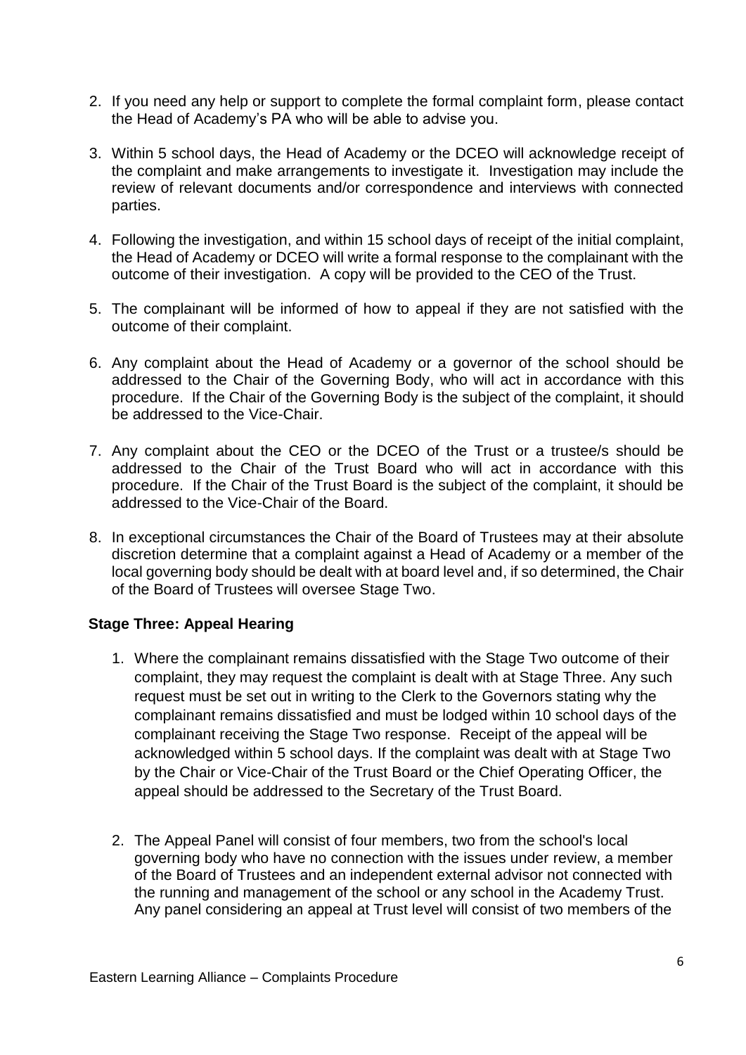2. If you need any help or support to complete the formal complaint form, please contact the Head of Academy's PA who will be able to advise you.

3. Within 5 school days, the Head of Academy or the DCEO will acknowledge receipt of the complaint and make arrangements to investigate it. Investigation may include the review of relevant documents and/or correspondence and interviews with connected parties.

4. Following the investigation, and within 15 school days of receipt of the initial complaint, the Head of Academy or DCEO will write a formal response to the complainant with the outcome of their investigation. A copy will be provided to the CEO of the Trust.

5. The complainant will be informed of how to appeal if they are not satisfied with the outcome of their complaint.

6. Any complaint about the Head of Academy or a governor of the school should be addressed to the Chair of the Governing Body, who will act in accordance with this procedure. If the Chair of the Governing Body is the subject of the complaint, it should be addressed to the Vice-Chair.

7. Any complaint about the CEO or the DCEO of the Trust or a trustee/s should be addressed to the Chair of the Trust Board who will act in accordance with this procedure. If the Chair of the Trust Board is the subject of the complaint, it should be addressed to the Vice-Chair of the Board.

8. In exceptional circumstances the Chair of the Board of Trustees may at their absolute discretion determine that a complaint against a Head of Academy or a member of the local governing body should be dealt with at board level and, if so determined, the Chair of the Board of Trustees will oversee Stage Two.

**Stage Three: Appeal Hearing**

1. Where the complainant remains dissatisfied with the Stage Two outcome of their complaint, they may request the complaint is dealt with at Stage Three. Any such request must be set out in writing to the Clerk to the Governors stating why the complainant remains dissatisfied and must be lodged within 10 school days of the complainant receiving the Stage Two response. Receipt of the appeal will be acknowledged within 5 school days. If the complaint was dealt with at Stage Two by the Chair or Vice-Chair of the Trust Board or the Chief Operating Officer, the appeal should be addressed to the Secretary of the Trust Board.

2. The Appeal Panel will consist of four members, two from the school's local governing body who have no connection with the issues under review, a member of the Board of Trustees and an independent external advisor not connected with the running and management of the school or any school in the Academy Trust. Any panel considering an appeal at Trust level will consist of two members of the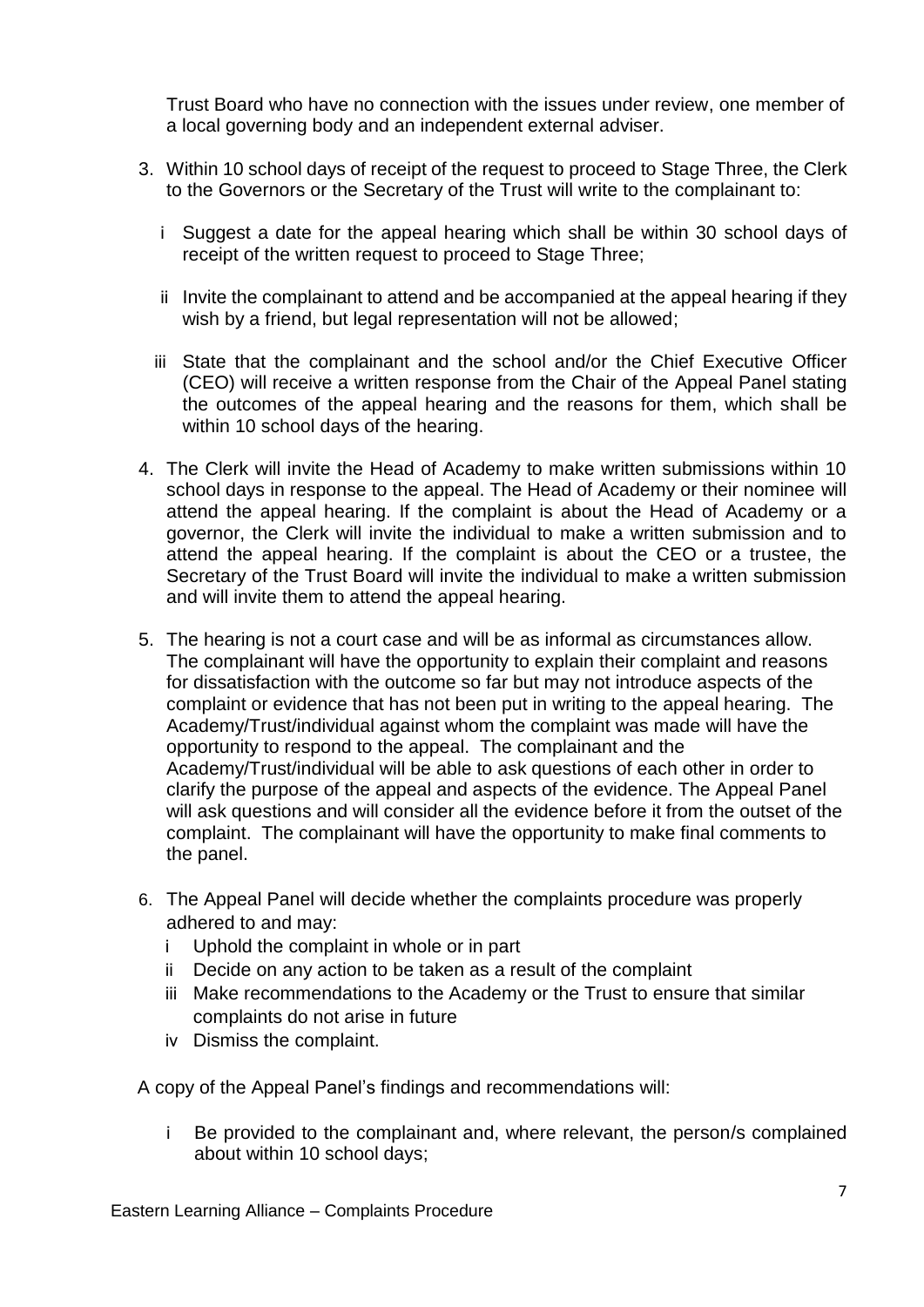Trust Board who have no connection with the issues under review, one member of a local governing body and an independent external adviser.

3. Within 10 school days of receipt of the request to proceed to Stage Three, the Clerk to the Governors or the Secretary of the Trust will write to the complainant to:

   i Suggest a date for the appeal hearing which shall be within 30 school days of receipt of the written request to proceed to Stage Three;

   ii Invite the complainant to attend and be accompanied at the appeal hearing if they wish by a friend, but legal representation will not be allowed;

   iii State that the complainant and the school and/or the Chief Executive Officer (CEO) will receive a written response from the Chair of the Appeal Panel stating the outcomes of the appeal hearing and the reasons for them, which shall be within 10 school days of the hearing.

4. The Clerk will invite the Head of Academy to make written submissions within 10 school days in response to the appeal. The Head of Academy or their nominee will attend the appeal hearing. If the complaint is about the Head of Academy or a governor, the Clerk will invite the individual to make a written submission and to attend the appeal hearing. If the complaint is about the CEO or a trustee, the Secretary of the Trust Board will invite the individual to make a written submission and will invite them to attend the appeal hearing.

5. The hearing is not a court case and will be as informal as circumstances allow. The complainant will have the opportunity to explain their complaint and reasons for dissatisfaction with the outcome so far but may not introduce aspects of the complaint or evidence that has not been put in writing to the appeal hearing. The Academy/Trust/individual against whom the complaint was made will have the opportunity to respond to the appeal. The complainant and the Academy/Trust/individual will be able to ask questions of each other in order to clarify the purpose of the appeal and aspects of the evidence. The Appeal Panel will ask questions and will consider all the evidence before it from the outset of the complaint. The complainant will have the opportunity to make final comments to the panel.

6. The Appeal Panel will decide whether the complaints procedure was properly adhered to and may:
   i Uphold the complaint in whole or in part
   ii Decide on any action to be taken as a result of the complaint
   iii Make recommendations to the Academy or the Trust to ensure that similar complaints do not arise in future
   iv Dismiss the complaint.

A copy of the Appeal Panel's findings and recommendations will:

   i Be provided to the complainant and, where relevant, the person/s complained about within 10 school days;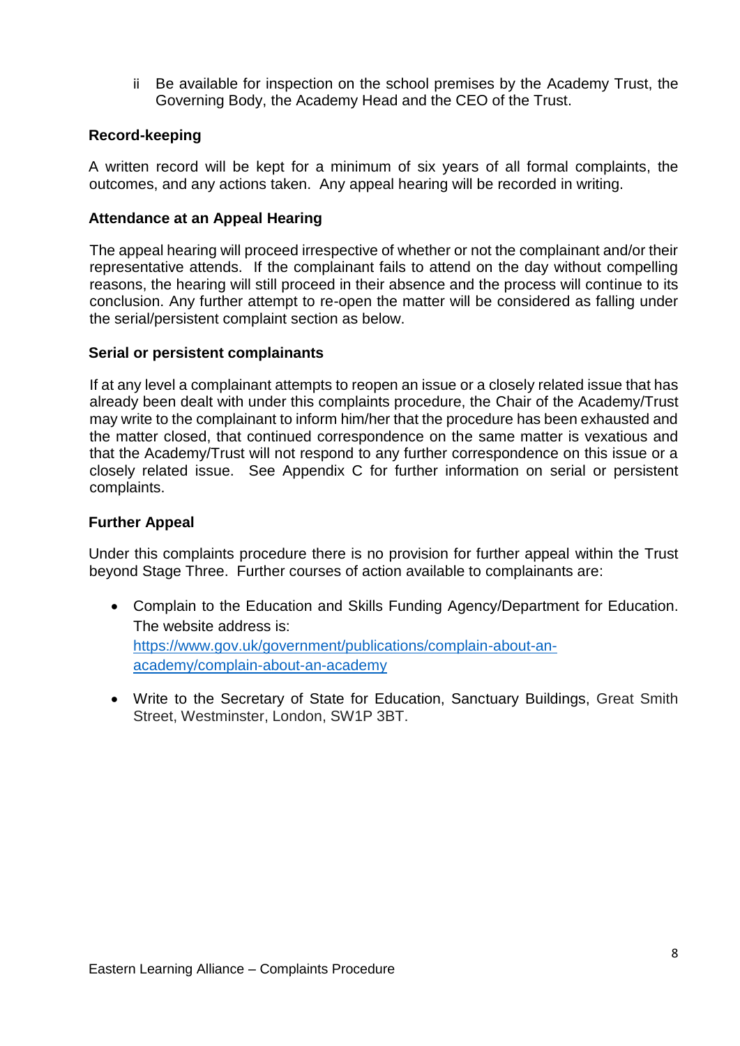ii Be available for inspection on the school premises by the Academy Trust, the Governing Body, the Academy Head and the CEO of the Trust.

**Record-keeping**

A written record will be kept for a minimum of six years of all formal complaints, the outcomes, and any actions taken. Any appeal hearing will be recorded in writing.

**Attendance at an Appeal Hearing**

The appeal hearing will proceed irrespective of whether or not the complainant and/or their representative attends. If the complainant fails to attend on the day without compelling reasons, the hearing will still proceed in their absence and the process will continue to its conclusion. Any further attempt to re-open the matter will be considered as falling under the serial/persistent complaint section as below.

**Serial or persistent complainants**

If at any level a complainant attempts to reopen an issue or a closely related issue that has already been dealt with under this complaints procedure, the Chair of the Academy/Trust may write to the complainant to inform him/her that the procedure has been exhausted and the matter closed, that continued correspondence on the same matter is vexatious and that the Academy/Trust will not respond to any further correspondence on this issue or a closely related issue. See Appendix C for further information on serial or persistent complaints.

**Further Appeal**

Under this complaints procedure there is no provision for further appeal within the Trust beyond Stage Three. Further courses of action available to complainants are:

- Complain to the Education and Skills Funding Agency/Department for Education. The website address is: [https://www.gov.uk/government/publications/complain-about-an-academy/complain-about-an-academy](https://www.gov.uk/government/publications/complain-about-an-academy/complain-about-an-academy)
- Write to the Secretary of State for Education, Sanctuary Buildings, Great Smith Street, Westminster, London, SW1P 3BT.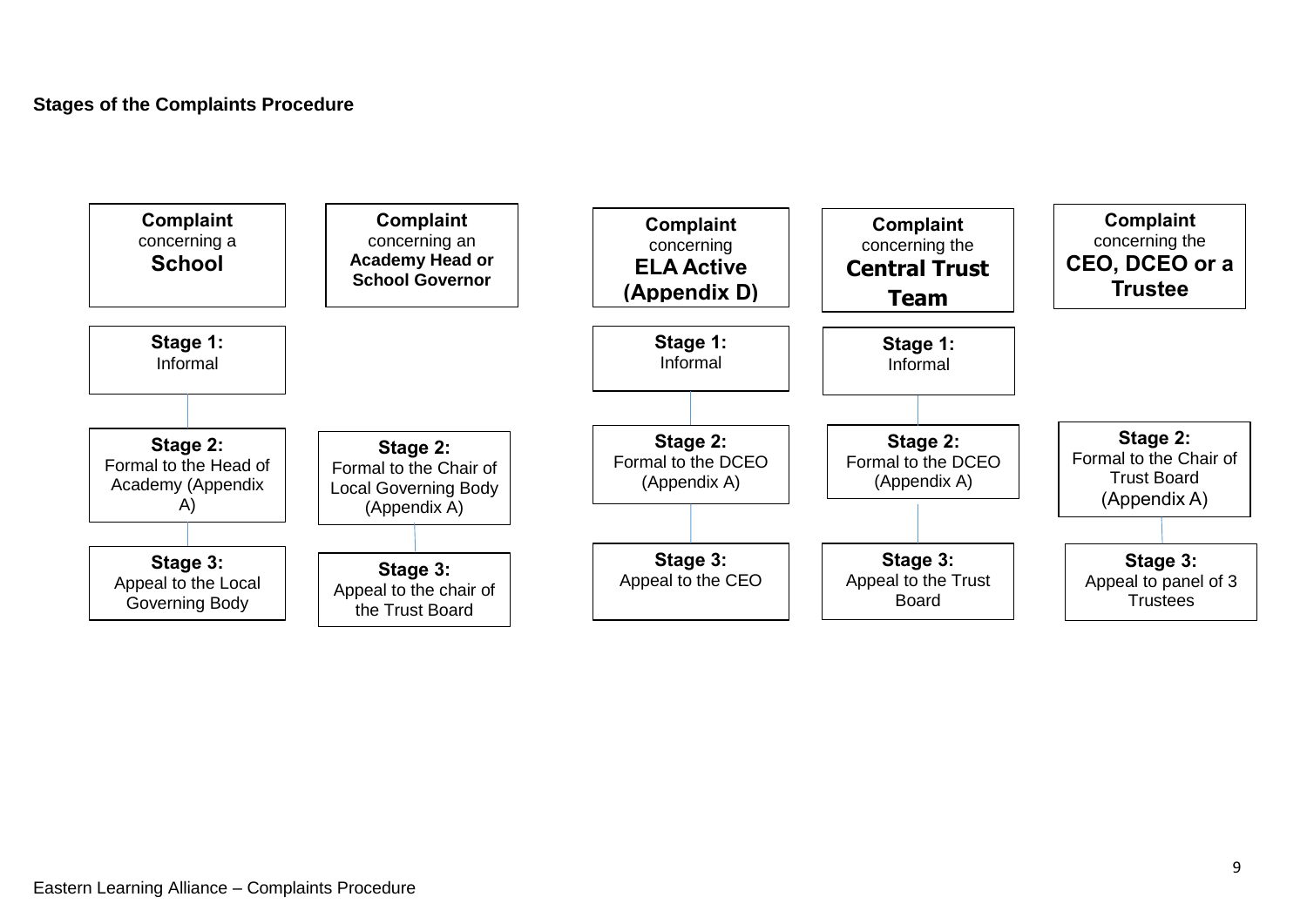**Stages of the Complaints Procedure**

| **Complaint** concerning a **School** | **Complaint** concerning an **Academy Head or School Governor** | **Complaint** concerning **ELA Active (Appendix D)** | **Complaint** concerning the **Central Trust Team** | **Complaint** concerning the **CEO, DCEO or a Trustee** |
|---|---|---|---|---|
| **Stage 1:** Informal | | **Stage 1:** Informal | **Stage 1:** Informal | |
| **Stage 2:** Formal to the Head of Academy (Appendix A) | **Stage 2:** Formal to the Chair of Local Governing Body (Appendix A) | **Stage 2:** Formal to the DCEO (Appendix A) | **Stage 2:** Formal to the DCEO (Appendix A) | **Stage 2:** Formal to the Chair of Trust Board (Appendix A) |
| **Stage 3:** Appeal to the Local Governing Body | **Stage 3:** Appeal to the chair of the Trust Board | **Stage 3:** Appeal to the CEO | **Stage 3:** Appeal to the Trust Board | **Stage 3:** Appeal to panel of 3 Trustees |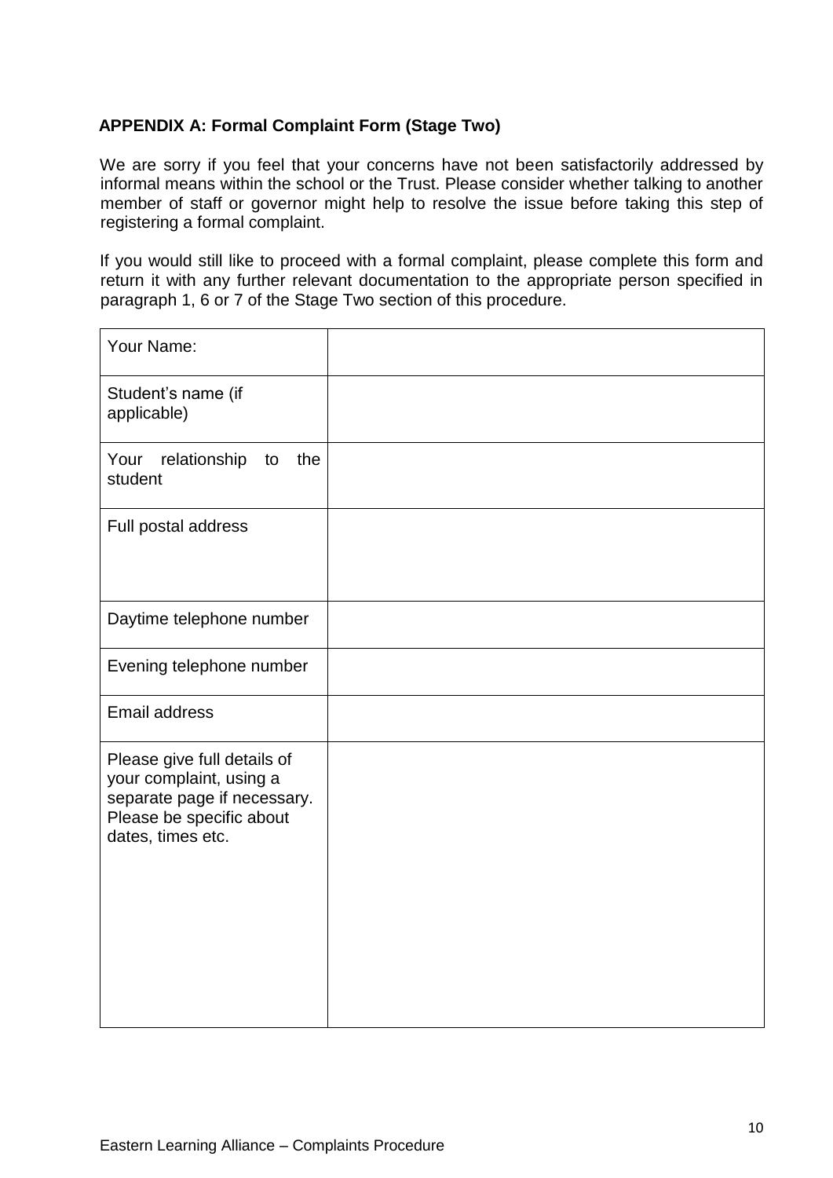## APPENDIX A: Formal Complaint Form (Stage Two)

We are sorry if you feel that your concerns have not been satisfactorily addressed by informal means within the school or the Trust. Please consider whether talking to another member of staff or governor might help to resolve the issue before taking this step of registering a formal complaint.

If you would still like to proceed with a formal complaint, please complete this form and return it with any further relevant documentation to the appropriate person specified in paragraph 1, 6 or 7 of the Stage Two section of this procedure.

| Your Name: | |
|---|---|
| Student's name (if applicable) | |
| Your relationship to the student | |
| Full postal address | |
| Daytime telephone number | |
| Evening telephone number | |
| Email address | |
| Please give full details of your complaint, using a separate page if necessary. Please be specific about dates, times etc. | |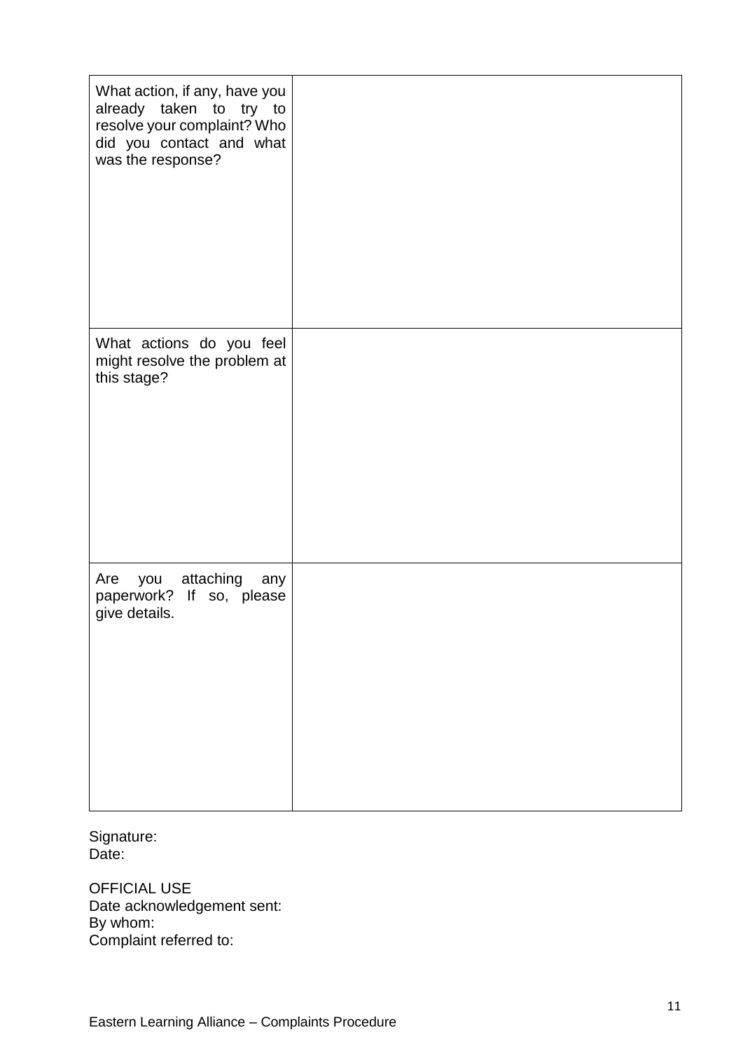| | |
|---|---|
| What action, if any, have you already taken to try to resolve your complaint? Who did you contact and what was the response? | |
| What actions do you feel might resolve the problem at this stage? | |
| Are you attaching any paperwork? If so, please give details. | |

Signature:
Date:

OFFICIAL USE
Date acknowledgement sent:
By whom:
Complaint referred to: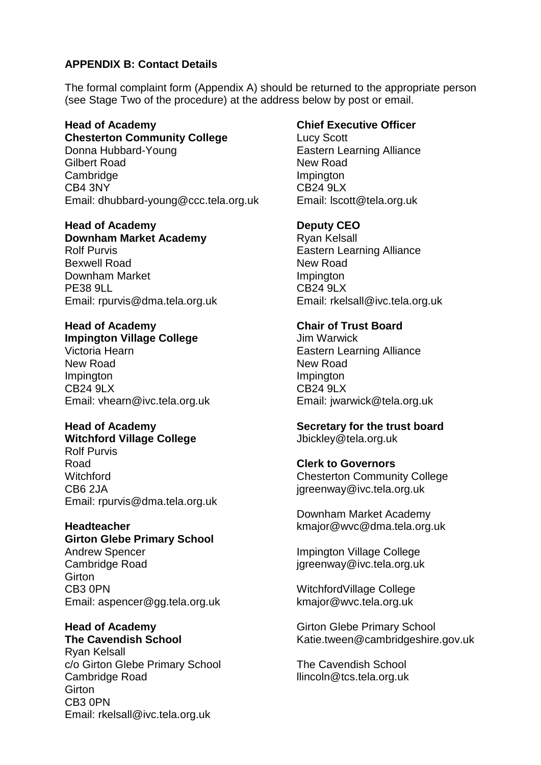**APPENDIX B: Contact Details**

The formal complaint form (Appendix A) should be returned to the appropriate person (see Stage Two of the procedure) at the address below by post or email.

**Head of Academy**
**Chesterton Community College**
Donna Hubbard-Young
Gilbert Road
Cambridge
CB4 3NY
Email: dhubbard-young@ccc.tela.org.uk

**Head of Academy**
**Downham Market Academy**
Rolf Purvis
Bexwell Road
Downham Market
PE38 9LL
Email: rpurvis@dma.tela.org.uk

**Head of Academy**
**Impington Village College**
Victoria Hearn
New Road
Impington
CB24 9LX
Email: vhearn@ivc.tela.org.uk

**Head of Academy**
**Witchford Village College**
Rolf Purvis
Road
Witchford
CB6 2JA
Email: rpurvis@dma.tela.org.uk

**Headteacher**
**Girton Glebe Primary School**
Andrew Spencer
Cambridge Road
Girton
CB3 0PN
Email: aspencer@gg.tela.org.uk

**Head of Academy**
**The Cavendish School**
Ryan Kelsall
c/o Girton Glebe Primary School
Cambridge Road
Girton
CB3 0PN
Email: rkelsall@ivc.tela.org.uk

**Chief Executive Officer**
Lucy Scott
Eastern Learning Alliance
New Road
Impington
CB24 9LX
Email: lscott@tela.org.uk

**Deputy CEO**
Ryan Kelsall
Eastern Learning Alliance
New Road
Impington
CB24 9LX
Email: rkelsall@ivc.tela.org.uk

**Chair of Trust Board**
Jim Warwick
Eastern Learning Alliance
New Road
Impington
CB24 9LX
Email: jwarwick@tela.org.uk

**Secretary for the trust board**
Jbickley@tela.org.uk

**Clerk to Governors**
Chesterton Community College
jgreenway@ivc.tela.org.uk

Downham Market Academy
kmajor@wvc@dma.tela.org.uk

Impington Village College
jgreenway@ivc.tela.org.uk

WitchfordVillage College
kmajor@wvc.tela.org.uk

Girton Glebe Primary School
Katie.tween@cambridgeshire.gov.uk

The Cavendish School
llincoln@tcs.tela.org.uk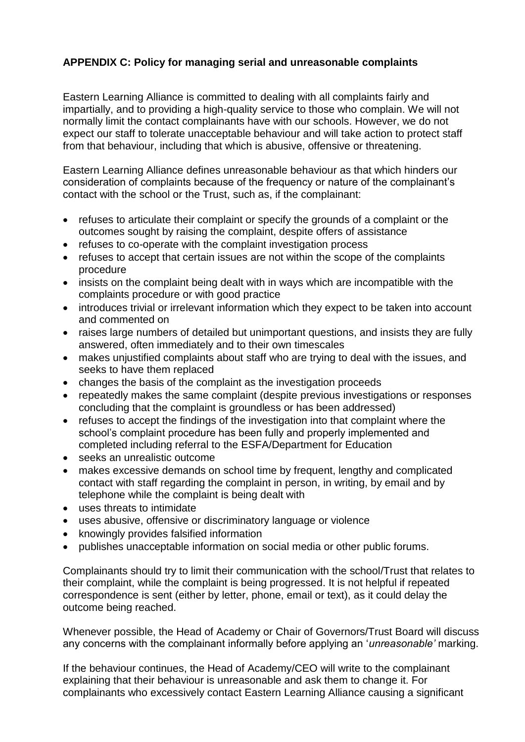**APPENDIX C: Policy for managing serial and unreasonable complaints**

Eastern Learning Alliance is committed to dealing with all complaints fairly and impartially, and to providing a high-quality service to those who complain. We will not normally limit the contact complainants have with our schools. However, we do not expect our staff to tolerate unacceptable behaviour and will take action to protect staff from that behaviour, including that which is abusive, offensive or threatening.

Eastern Learning Alliance defines unreasonable behaviour as that which hinders our consideration of complaints because of the frequency or nature of the complainant's contact with the school or the Trust, such as, if the complainant:

- refuses to articulate their complaint or specify the grounds of a complaint or the outcomes sought by raising the complaint, despite offers of assistance
- refuses to co-operate with the complaint investigation process
- refuses to accept that certain issues are not within the scope of the complaints procedure
- insists on the complaint being dealt with in ways which are incompatible with the complaints procedure or with good practice
- introduces trivial or irrelevant information which they expect to be taken into account and commented on
- raises large numbers of detailed but unimportant questions, and insists they are fully answered, often immediately and to their own timescales
- makes unjustified complaints about staff who are trying to deal with the issues, and seeks to have them replaced
- changes the basis of the complaint as the investigation proceeds
- repeatedly makes the same complaint (despite previous investigations or responses concluding that the complaint is groundless or has been addressed)
- refuses to accept the findings of the investigation into that complaint where the school's complaint procedure has been fully and properly implemented and completed including referral to the ESFA/Department for Education
- seeks an unrealistic outcome
- makes excessive demands on school time by frequent, lengthy and complicated contact with staff regarding the complaint in person, in writing, by email and by telephone while the complaint is being dealt with
- uses threats to intimidate
- uses abusive, offensive or discriminatory language or violence
- knowingly provides falsified information
- publishes unacceptable information on social media or other public forums.

Complainants should try to limit their communication with the school/Trust that relates to their complaint, while the complaint is being progressed. It is not helpful if repeated correspondence is sent (either by letter, phone, email or text), as it could delay the outcome being reached.

Whenever possible, the Head of Academy or Chair of Governors/Trust Board will discuss any concerns with the complainant informally before applying an '*unreasonable'* marking.

If the behaviour continues, the Head of Academy/CEO will write to the complainant explaining that their behaviour is unreasonable and ask them to change it. For complainants who excessively contact Eastern Learning Alliance causing a significant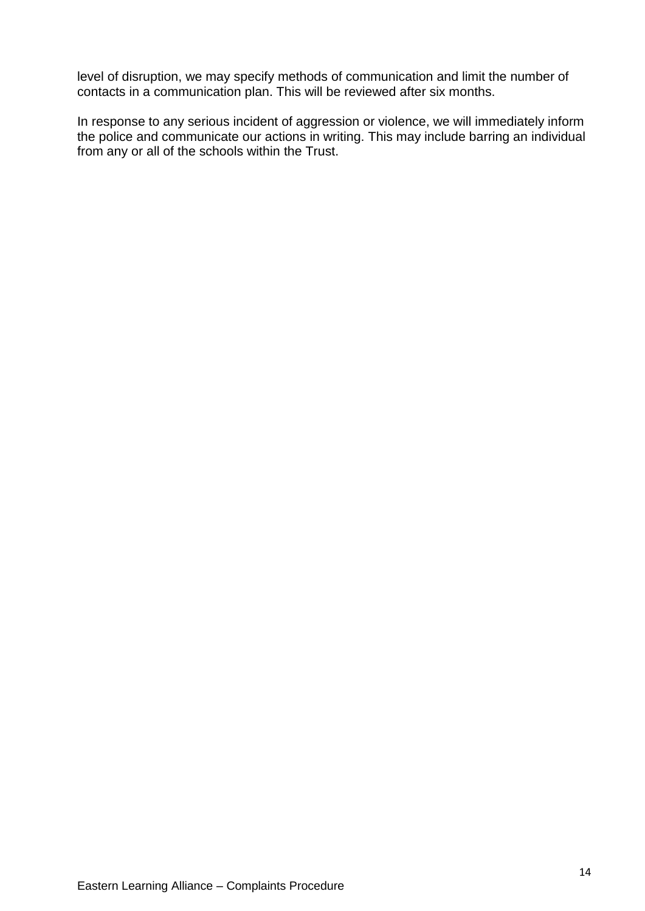level of disruption, we may specify methods of communication and limit the number of contacts in a communication plan. This will be reviewed after six months.

In response to any serious incident of aggression or violence, we will immediately inform the police and communicate our actions in writing. This may include barring an individual from any or all of the schools within the Trust.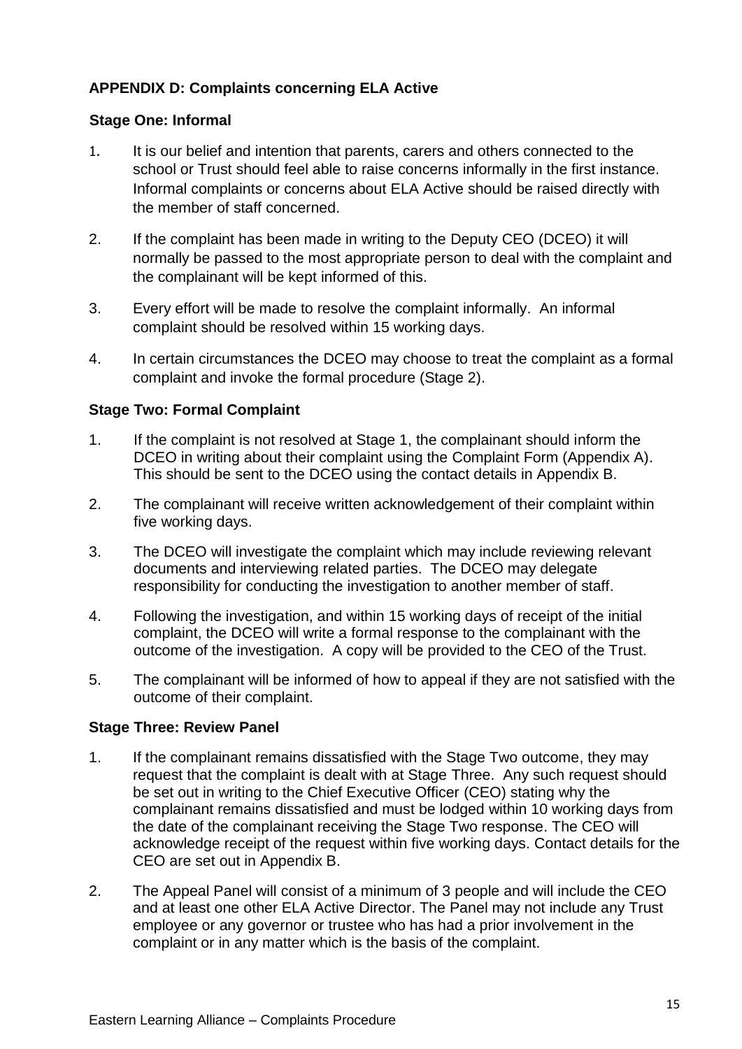## APPENDIX D: Complaints concerning ELA Active

### Stage One: Informal

1. It is our belief and intention that parents, carers and others connected to the school or Trust should feel able to raise concerns informally in the first instance. Informal complaints or concerns about ELA Active should be raised directly with the member of staff concerned.

2. If the complaint has been made in writing to the Deputy CEO (DCEO) it will normally be passed to the most appropriate person to deal with the complaint and the complainant will be kept informed of this.

3. Every effort will be made to resolve the complaint informally. An informal complaint should be resolved within 15 working days.

4. In certain circumstances the DCEO may choose to treat the complaint as a formal complaint and invoke the formal procedure (Stage 2).

### Stage Two: Formal Complaint

1. If the complaint is not resolved at Stage 1, the complainant should inform the DCEO in writing about their complaint using the Complaint Form (Appendix A). This should be sent to the DCEO using the contact details in Appendix B.

2. The complainant will receive written acknowledgement of their complaint within five working days.

3. The DCEO will investigate the complaint which may include reviewing relevant documents and interviewing related parties. The DCEO may delegate responsibility for conducting the investigation to another member of staff.

4. Following the investigation, and within 15 working days of receipt of the initial complaint, the DCEO will write a formal response to the complainant with the outcome of the investigation. A copy will be provided to the CEO of the Trust.

5. The complainant will be informed of how to appeal if they are not satisfied with the outcome of their complaint.

### Stage Three: Review Panel

1. If the complainant remains dissatisfied with the Stage Two outcome, they may request that the complaint is dealt with at Stage Three. Any such request should be set out in writing to the Chief Executive Officer (CEO) stating why the complainant remains dissatisfied and must be lodged within 10 working days from the date of the complainant receiving the Stage Two response. The CEO will acknowledge receipt of the request within five working days. Contact details for the CEO are set out in Appendix B.

2. The Appeal Panel will consist of a minimum of 3 people and will include the CEO and at least one other ELA Active Director. The Panel may not include any Trust employee or any governor or trustee who has had a prior involvement in the complaint or in any matter which is the basis of the complaint.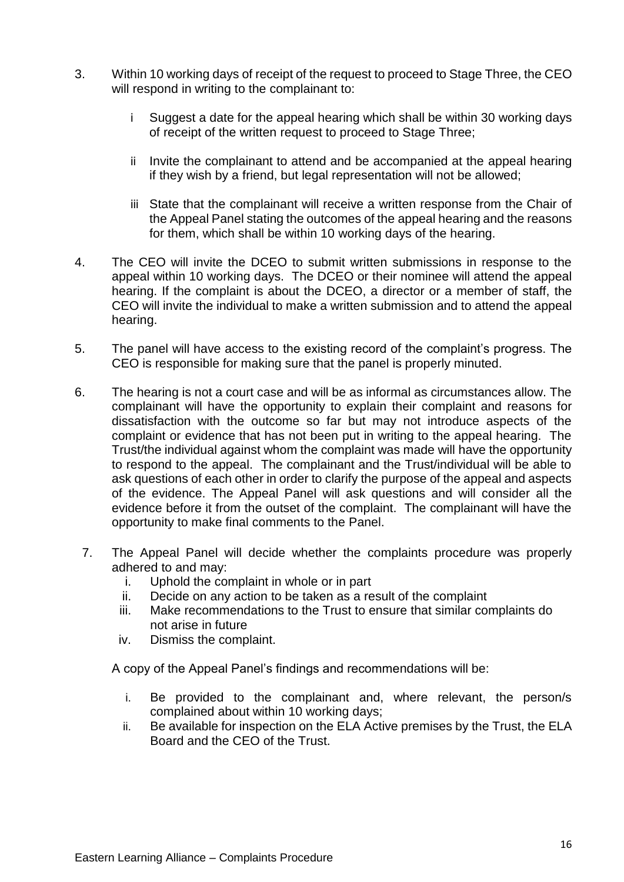3. Within 10 working days of receipt of the request to proceed to Stage Three, the CEO will respond in writing to the complainant to:

   i Suggest a date for the appeal hearing which shall be within 30 working days of receipt of the written request to proceed to Stage Three;

   ii Invite the complainant to attend and be accompanied at the appeal hearing if they wish by a friend, but legal representation will not be allowed;

   iii State that the complainant will receive a written response from the Chair of the Appeal Panel stating the outcomes of the appeal hearing and the reasons for them, which shall be within 10 working days of the hearing.

4. The CEO will invite the DCEO to submit written submissions in response to the appeal within 10 working days. The DCEO or their nominee will attend the appeal hearing. If the complaint is about the DCEO, a director or a member of staff, the CEO will invite the individual to make a written submission and to attend the appeal hearing.

5. The panel will have access to the existing record of the complaint's progress. The CEO is responsible for making sure that the panel is properly minuted.

6. The hearing is not a court case and will be as informal as circumstances allow. The complainant will have the opportunity to explain their complaint and reasons for dissatisfaction with the outcome so far but may not introduce aspects of the complaint or evidence that has not been put in writing to the appeal hearing. The Trust/the individual against whom the complaint was made will have the opportunity to respond to the appeal. The complainant and the Trust/individual will be able to ask questions of each other in order to clarify the purpose of the appeal and aspects of the evidence. The Appeal Panel will ask questions and will consider all the evidence before it from the outset of the complaint. The complainant will have the opportunity to make final comments to the Panel.

7. The Appeal Panel will decide whether the complaints procedure was properly adhered to and may:
   i. Uphold the complaint in whole or in part
   ii. Decide on any action to be taken as a result of the complaint
   iii. Make recommendations to the Trust to ensure that similar complaints do not arise in future
   iv. Dismiss the complaint.

   A copy of the Appeal Panel's findings and recommendations will be:

   i. Be provided to the complainant and, where relevant, the person/s complained about within 10 working days;
   ii. Be available for inspection on the ELA Active premises by the Trust, the ELA Board and the CEO of the Trust.